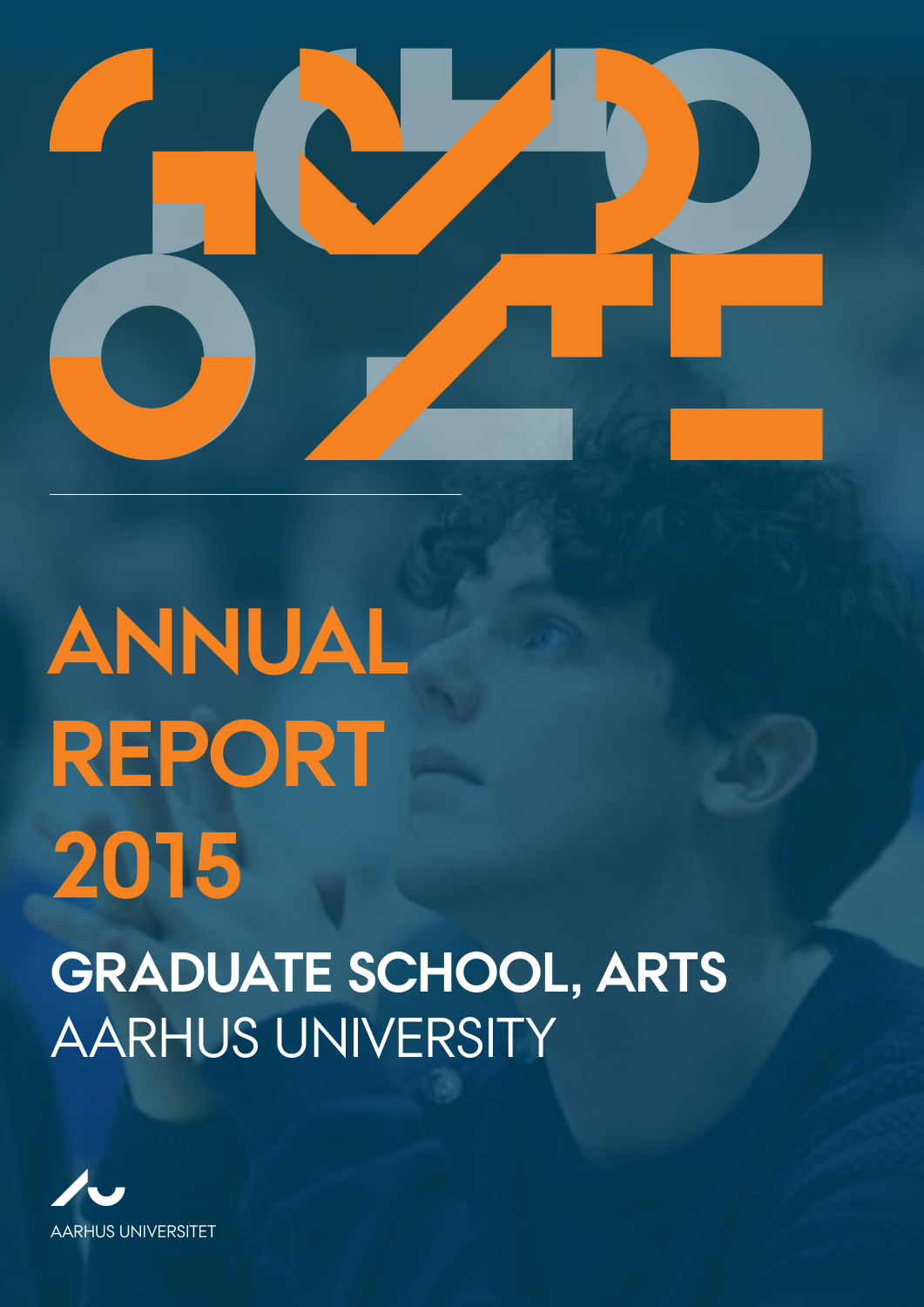# ANNUAL REPORT 2015

## GRADUATE SCHOOL, ARTS

AARHUS UNIVERSITY

AARHUS UNIVERSITET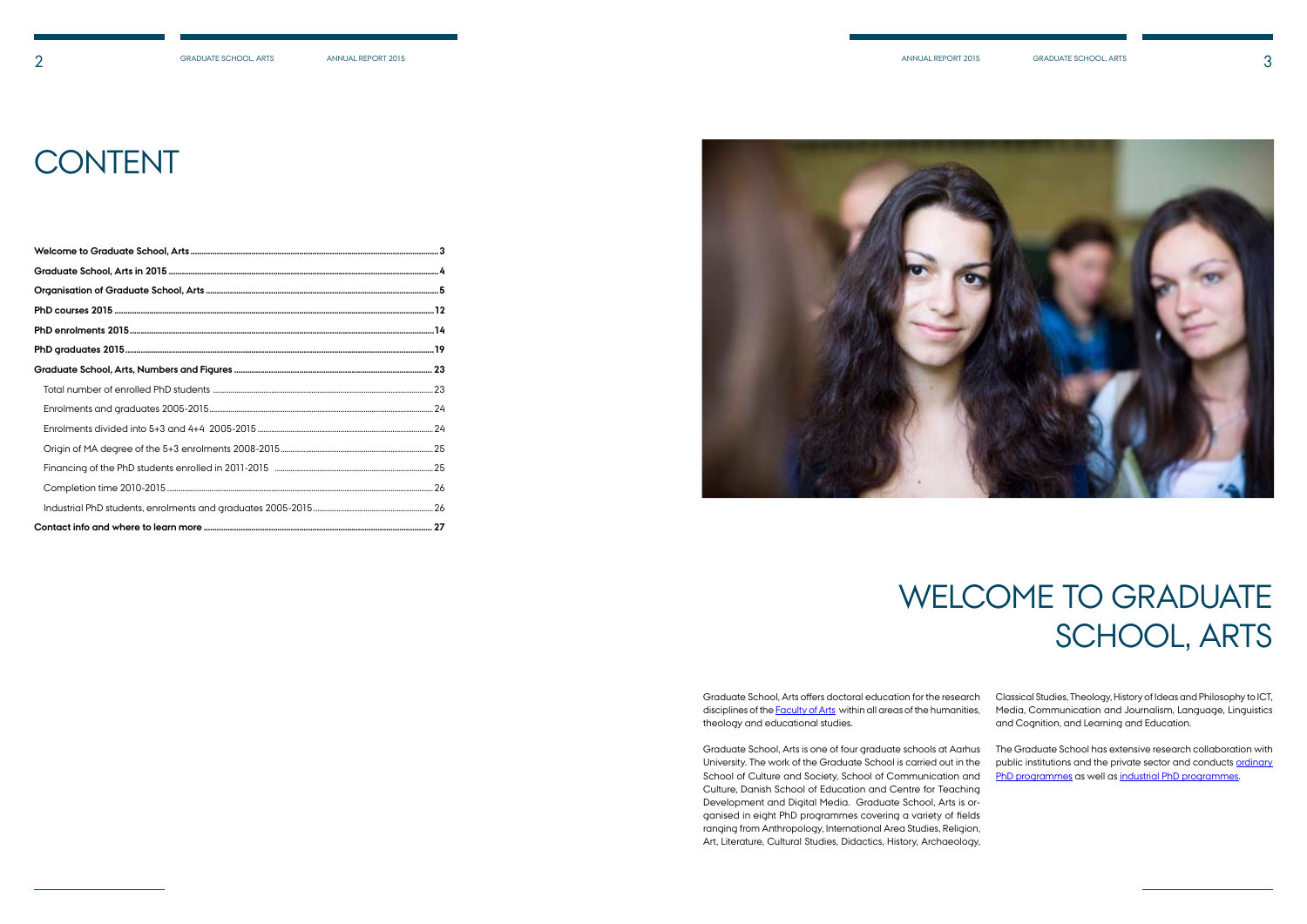# CONTENT

| | |
|---|---|
| **Welcome to Graduate School, Arts** | **3** |
| **Graduate School, Arts in 2015** | **4** |
| **Organisation of Graduate School, Arts** | **5** |
| **PhD courses 2015** | **12** |
| **PhD enrolments 2015** | **14** |
| **PhD graduates 2015** | **19** |
| **Graduate School, Arts, Numbers and Figures** | **23** |
| Total number of enrolled PhD students | 23 |
| Enrolments and graduates 2005-2015 | 24 |
| Enrolments divided into 5+3 and 4+4 2005-2015 | 24 |
| Origin of MA degree of the 5+3 enrolments 2008-2015 | 25 |
| Financing of the PhD students enrolled in 2011-2015 | 25 |
| Completion time 2010-2015 | 26 |
| Industrial PhD students, enrolments and graduates 2005-2015 | 26 |
| **Contact info and where to learn more** | **27** |

# WELCOME TO GRADUATE SCHOOL, ARTS

Graduate School, Arts offers doctoral education for the research disciplines of the Faculty of Arts within all areas of the humanities, theology and educational studies.

Graduate School, Arts is one of four graduate schools at Aarhus University. The work of the Graduate School is carried out in the School of Culture and Society, School of Communication and Culture, Danish School of Education and Centre for Teaching Development and Digital Media. Graduate School, Arts is organised in eight PhD programmes covering a variety of fields ranging from Anthropology, International Area Studies, Religion, Art, Literature, Cultural Studies, Didactics, History, Archaeology, Classical Studies, Theology, History of Ideas and Philosophy to ICT, Media, Communication and Journalism, Language, Linguistics and Cognition, and Learning and Education.

The Graduate School has extensive research collaboration with public institutions and the private sector and conducts ordinary PhD programmes as well as industrial PhD programmes.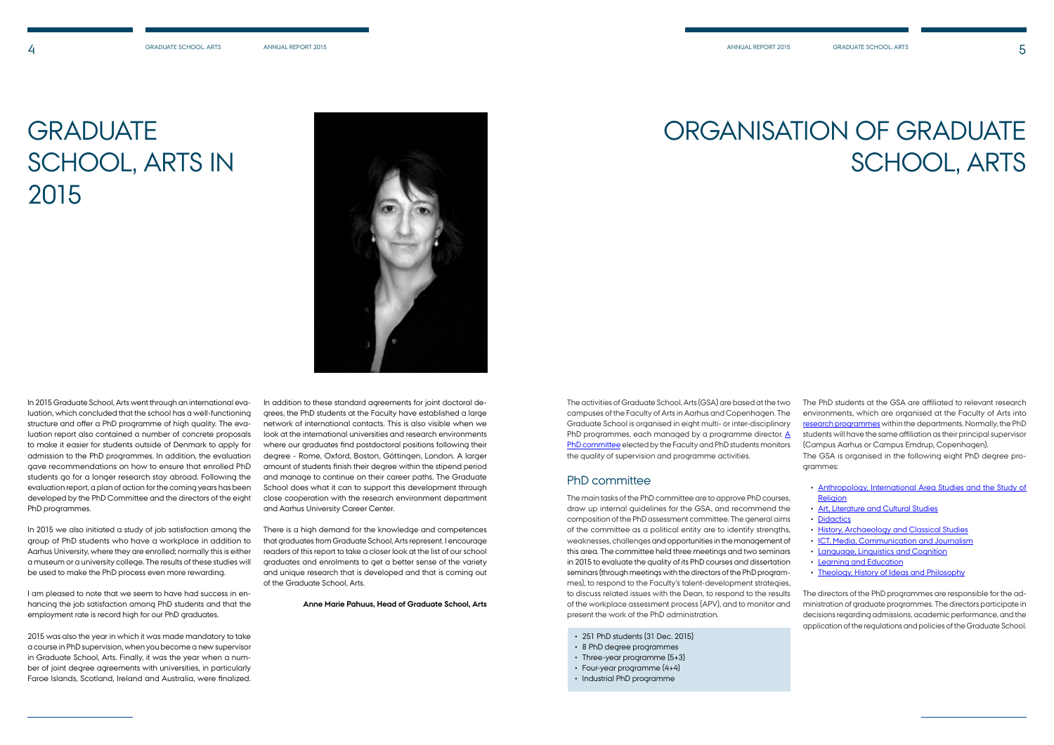# GRADUATE SCHOOL, ARTS IN 2015

In 2015 Graduate School, Arts went through an international evaluation, which concluded that the school has a well-functioning structure and offer a PhD programme of high quality. The evaluation report also contained a number of concrete proposals to make it easier for students outside of Denmark to apply for admission to the PhD programmes. In addition, the evaluation gave recommendations on how to ensure that enrolled PhD students go for a longer research stay abroad. Following the evaluation report, a plan of action for the coming years has been developed by the PhD Committee and the directors of the eight PhD programmes.

In 2015 we also initiated a study of job satisfaction among the group of PhD students who have a workplace in addition to Aarhus University, where they are enrolled; normally this is either a museum or a university college. The results of these studies will be used to make the PhD process even more rewarding.

I am pleased to note that we seem to have had success in enhancing the job satisfaction among PhD students and that the employment rate is record high for our PhD graduates.

2015 was also the year in which it was made mandatory to take a course in PhD supervision, when you become a new supervisor in Graduate School, Arts. Finally, it was the year when a number of joint degree agreements with universities, in particularly Faroe Islands, Scotland, Ireland and Australia, were finalized.

In addition to these standard agreements for joint doctoral degrees, the PhD students at the Faculty have established a large network of international contacts. This is also visible when we look at the international universities and research environments where our graduates find postdoctoral positions following their degree - Rome, Oxford, Boston, Göttingen, London. A larger amount of students finish their degree within the stipend period and manage to continue on their career paths. The Graduate School does what it can to support this development through close cooperation with the research environment department and Aarhus University Career Center.

There is a high demand for the knowledge and competences that graduates from Graduate School, Arts represent. I encourage readers of this report to take a closer look at the list of our school graduates and enrolments to get a better sense of the variety and unique research that is developed and that is coming out of the Graduate School, Arts.

**Anne Marie Pahuus, Head of Graduate School, Arts**

# ORGANISATION OF GRADUATE SCHOOL, ARTS

The activities of Graduate School, Arts (GSA) are based at the two campuses of the Faculty of Arts in Aarhus and Copenhagen. The Graduate School is organised in eight multi- or inter-disciplinary PhD programmes, each managed by a programme director. A PhD committee elected by the Faculty and PhD students monitors the quality of supervision and programme activities.

## PhD committee

The main tasks of the PhD committee are to approve PhD courses, draw up internal guidelines for the GSA, and recommend the composition of the PhD assessment committee. The general aims of the committee as a political entity are to identify strengths, weaknesses, challenges and opportunities in the management of this area. The committee held three meetings and two seminars in 2015 to evaluate the quality of its PhD courses and dissertation seminars (through meetings with the directors of the PhD programmes), to respond to the Faculty's talent-development strategies, to discuss related issues with the Dean, to respond to the results of the workplace assessment process (APV), and to monitor and present the work of the PhD administration.

- 251 PhD students (31 Dec. 2015)
- 8 PhD degree programmes
- Three-year programme (5+3)
- Four-year programme (4+4)
- Industrial PhD programme

The PhD students at the GSA are affiliated to relevant research environments, which are organised at the Faculty of Arts into research programmes within the departments. Normally, the PhD students will have the same affiliation as their principal supervisor (Campus Aarhus or Campus Emdrup, Copenhagen).

The GSA is organised in the following eight PhD degree programmes:

- Anthropology, International Area Studies and the Study of Religion
- Art, Literature and Cultural Studies
- Didactics
- History, Archaeology and Classical Studies
- ICT, Media, Communication and Journalism
- Language, Linguistics and Cognition
- Learning and Education
- Theology, History of Ideas and Philosophy

The directors of the PhD programmes are responsible for the administration of graduate programmes. The directors participate in decisions regarding admissions, academic performance, and the application of the regulations and policies of the Graduate School.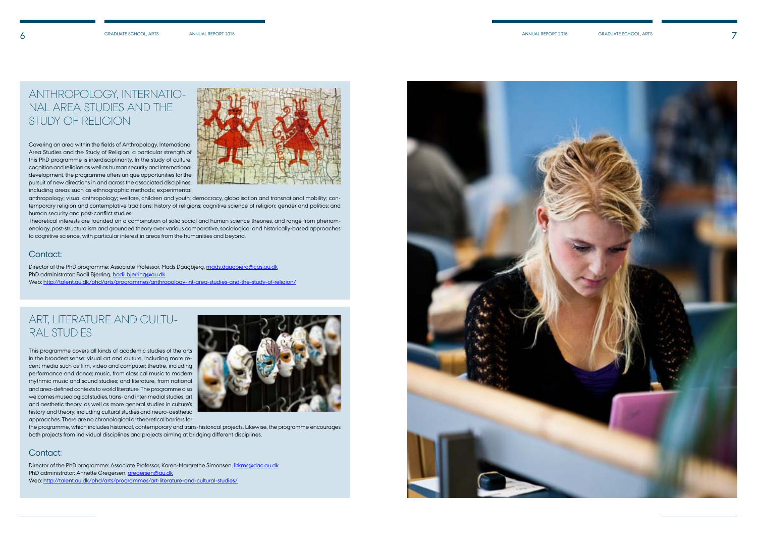## ANTHROPOLOGY, INTERNATIONAL AREA STUDIES AND THE STUDY OF RELIGION

Covering an area within the fields of Anthropology, International Area Studies and the Study of Religion, a particular strength of this PhD programme is interdisciplinarity. In the study of culture, cognition and religion as well as human security and international development, the programme offers unique opportunities for the pursuit of new directions in and across the associated disciplines, including areas such as ethnographic methods; experimental anthropology; visual anthropology; welfare, children and youth; democracy, globalisation and transnational mobility; contemporary religion and contemplative traditions; history of religions; cognitive science of religion; gender and politics; and human security and post-conflict studies.

Theoretical interests are founded on a combination of solid social and human science theories, and range from phenomenology, post-structuralism and grounded theory over various comparative, sociological and historically-based approaches to cognitive science, with particular interest in areas from the humanities and beyond.

### Contact:

Director of the PhD programme: Associate Professor, Mads Daugbjerg, mads.daugbjerg@cas.au.dk
PhD administrator: Bodil Bjerring, bodil.bjerring@au.dk
Web: http://talent.au.dk/phd/arts/programmes/anthropology-int-area-studies-and-the-study-of-religion/

## ART, LITERATURE AND CULTURAL STUDIES

This programme covers all kinds of academic studies of the arts in the broadest sense: visual art and culture, including more recent media such as film, video and computer; theatre, including performance and dance; music, from classical music to modern rhythmic music and sound studies; and literature, from national and area-defined contexts to world literature. The programme also welcomes museological studies, trans- and inter-medial studies, art and aesthetic theory, as well as more general studies in culture's history and theory, including cultural studies and neuro-aesthetic approaches. There are no chronological or theoretical barriers for the programme, which includes historical, contemporary and trans-historical projects. Likewise, the programme encourages both projects from individual disciplines and projects aiming at bridging different disciplines.

### Contact:

Director of the PhD programme: Associate Professor, Karen-Margrethe Simonsen, litkms@dac.au.dk
PhD administrator: Annette Gregersen, gregersen@au.dk
Web: http://talent.au.dk/phd/arts/programmes/art-literature-and-cultural-studies/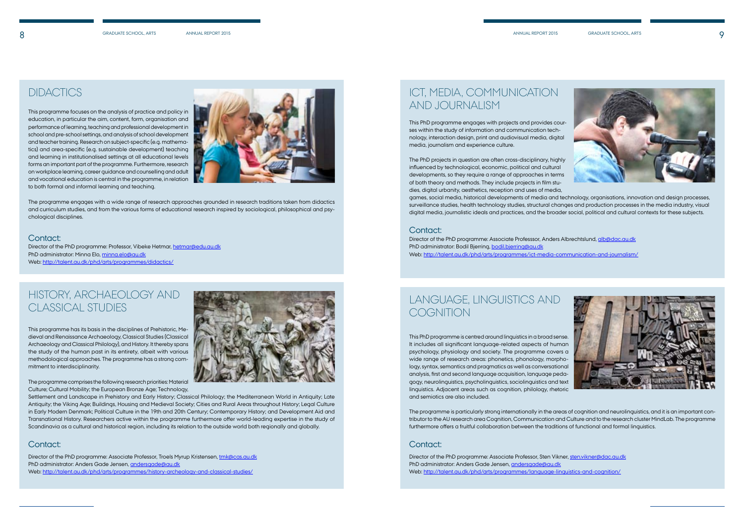## DIDACTICS

This programme focuses on the analysis of practice and policy in education, in particular the aim, content, form, organisation and performance of learning, teaching and professional development in school and pre-school settings, and analysis of school development and teacher training. Research on subject-specific (e.g. mathematics) and area-specific (e.g. sustainable development) teaching and learning in institutionalised settings at all educational levels forms an important part of the programme. Furthermore, research on workplace learning, career guidance and counselling and adult and vocational education is central in the programme, in relation to both formal and informal learning and teaching.

The programme engages with a wide range of research approaches grounded in research traditions taken from didactics and curriculum studies, and from the various forms of educational research inspired by sociological, philosophical and psychological disciplines.

### Contact:

Director of the PhD programme: Professor, Vibeke Hetmar, hetmar@edu.au.dk
PhD administrator: Minna Elo, minna.elo@au.dk
Web: http://talent.au.dk/phd/arts/programmes/didactics/

## HISTORY, ARCHAEOLOGY AND CLASSICAL STUDIES

This programme has its basis in the disciplines of Prehistoric, Medieval and Renaissance Archaeology, Classical Studies (Classical Archaeology and Classical Philology), and History. It thereby spans the study of the human past in its entirety, albeit with various methodological approaches. The programme has a strong commitment to interdisciplinarity.

The programme comprises the following research priorities: Material Culture; Cultural Mobility; the European Bronze Age; Technology, Settlement and Landscape in Prehistory and Early History; Classical Philology; the Mediterranean World in Antiquity; Late Antiquity; the Viking Age; Buildings, Housing and Medieval Society; Cities and Rural Areas throughout History; Legal Culture in Early Modern Denmark; Political Culture in the 19th and 20th Century; Contemporary History; and Development Aid and Transnational History. Researchers active within the programme furthermore offer world-leading expertise in the study of Scandinavia as a cultural and historical region, including its relation to the outside world both regionally and globally.

### Contact:

Director of the PhD programme: Associate Professor, Troels Myrup Kristensen, tmk@cas.au.dk
PhD administrator: Anders Gade Jensen, andersgade@au.dk
Web: http://talent.au.dk/phd/arts/programmes/history-archeology-and-classical-studies/

## ICT, MEDIA, COMMUNICATION AND JOURNALISM

This PhD programme engages with projects and provides courses within the study of information and communication technology, interaction design, print and audiovisual media, digital media, journalism and experience culture.

The PhD projects in question are often cross-disciplinary, highly influenced by technological, economic, political and cultural developments, so they require a range of approaches in terms of both theory and methods. They include projects in film studies, digital urbanity, aesthetics, reception and uses of media, games, social media, historical developments of media and technology, organisations, innovation and design processes, surveillance studies, health technology studies, structural changes and production processes in the media industry, visual digital media, journalistic ideals and practices, and the broader social, political and cultural contexts for these subjects.

### Contact:

Director of the PhD programme: Associate Professsor, Anders Albrechtslund, alb@dac.au.dk
PhD administrator: Bodil Bjerring, bodil.bjerring@au.dk
Web: http://talent.au.dk/phd/arts/programmes/ict-media-communication-and-journalism/

## LANGUAGE, LINGUISTICS AND COGNITION

This PhD programme is centred around linguistics in a broad sense. It includes all significant language-related aspects of human psychology, physiology and society. The programme covers a wide range of research areas: phonetics, phonology, morphology, syntax, semantics and pragmatics as well as conversational analysis, first and second language acquisition, language pedagogy, neurolinguistics, psycholinguistics, sociolinguistics and text linguistics. Adjacent areas such as cognition, philology, rhetoric and semiotics are also included.

The programme is particularly strong internationally in the areas of cognition and neurolinguistics, and it is an important contributor to the AU research area Cognition, Communication and Culture and to the research cluster MindLab. The programme furthermore offers a fruitful collaboration between the traditions of functional and formal linguistics.

### Contact:

Director of the PhD programme: Associate Professor, Sten Vikner, sten.vikner@dac.au.dk
PhD administrator: Anders Gade Jensen, andersgade@au.dk
Web: http://talent.au.dk/phd/arts/programmes/language-linguistics-and-cognition/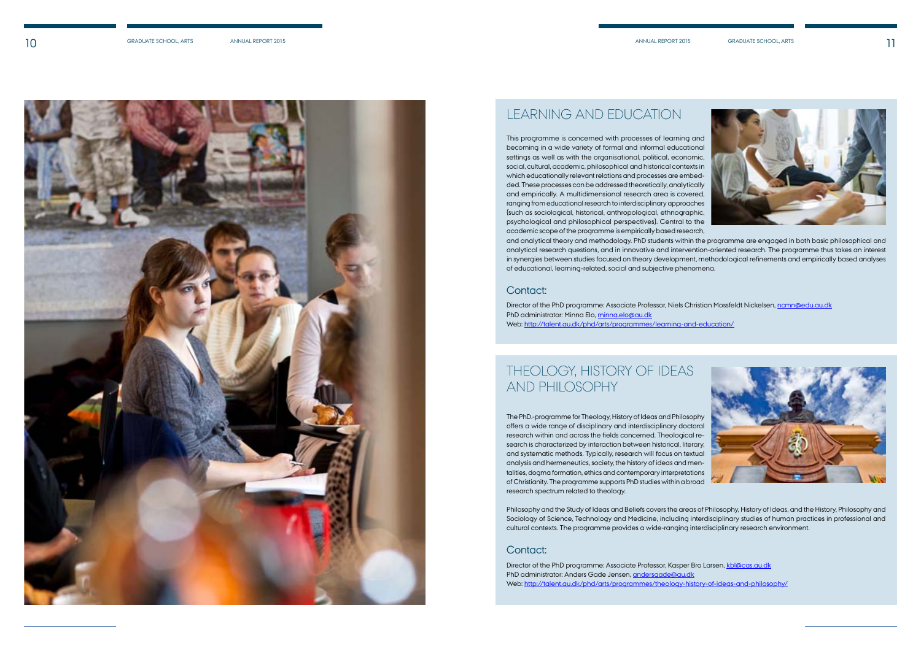## LEARNING AND EDUCATION

This programme is concerned with processes of learning and becoming in a wide variety of formal and informal educational settings as well as with the organisational, political, economic, social, cultural, academic, philosophical and historical contexts in which educationally relevant relations and processes are embedded. These processes can be addressed theoretically, analytically and empirically. A multidimensional research area is covered, ranging from educational research to interdisciplinary approaches (such as sociological, historical, anthropological, ethnographic, psychological and philosophical perspectives). Central to the academic scope of the programme is empirically based research, and analytical theory and methodology. PhD students within the programme are engaged in both basic philosophical and analytical research questions, and in innovative and intervention-oriented research. The programme thus takes an interest in synergies between studies focused on theory development, methodological refinements and empirically based analyses of educational, learning-related, social and subjective phenomena.

### Contact:

Director of the PhD programme: Associate Professor, Niels Christian Mossfeldt Nickelsen, ncmn@edu.au.dk
PhD administrator: Minna Elo, minna.elo@au.dk
Web: http://talent.au.dk/phd/arts/programmes/learning-and-education/

## THEOLOGY, HISTORY OF IDEAS AND PHILOSOPHY

The PhD.-programme for Theology, History of Ideas and Philosophy offers a wide range of disciplinary and interdisciplinary doctoral research within and across the fields concerned. Theological research is characterized by interaction between historical, literary, and systematic methods. Typically, research will focus on textual analysis and hermeneutics, society, the history of ideas and mentalities, dogma formation, ethics and contemporary interpretations of Christianity. The programme supports PhD studies within a broad research spectrum related to theology.

Philosophy and the Study of Ideas and Beliefs covers the areas of Philosophy, History of Ideas, and the History, Philosophy and Sociology of Science, Technology and Medicine, including interdisciplinary studies of human practices in professional and cultural contexts. The programme provides a wide-ranging interdisciplinary research environment.

### Contact:

Director of the PhD programme: Associate Professor, Kasper Bro Larsen, kbl@cas.au.dk
PhD administrator: Anders Gade Jensen, andersgade@au.dk
Web: http://talent.au.dk/phd/arts/programmes/theology-history-of-ideas-and-philosophy/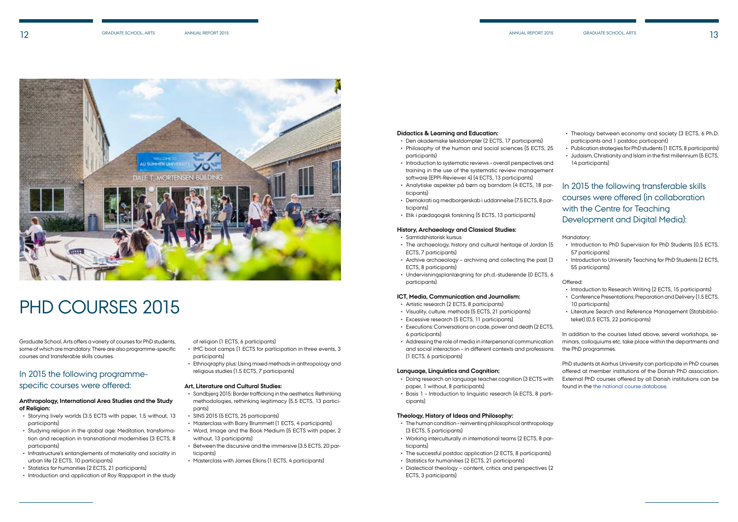# PHD COURSES 2015

Graduate School, Arts offers a variety of courses for PhD students, some of which are mandatory. There are also programme-specific courses and transferable skills courses.

## In 2015 the following programme-specific courses were offered:

**Anthropology, International Area Studies and the Study of Religion:**

- Storying lively worlds (3.5 ECTS with paper, 1.5 without, 13 participants)
- Studying religion in the global age: Meditation, transformation and reception in transnational modernities (3 ECTS, 8 participants)
- Infrastructure's entanglements of materiality and sociality in urban life (2 ECTS, 10 participants)
- Statistics for humanities (2 ECTS, 21 participants)
- Introduction and application of Roy Rappaport in the study of religion (1 ECTS, 6 participants)
- IMC boot camps (1 ECTS for participation in three events, 3 participants)
- Ethnography plus: Using mixed methods in anthropology and religious studies (1.5 ECTS, 7 participants)

**Art, Literature and Cultural Studies:**

- Sandbjerg 2015: Border trafficking in the aesthetics: Rethinking methodologies, rethinking legitimacy (5.5 ECTS, 13 participants)
- SINS 2015 (5 ECTS, 25 participants)
- Masterclass with Barry Brummett (1 ECTS, 4 participants)
- Word, Image and the Book Medium (5 ECTS with paper, 2 without, 13 participants)
- Between the discursive and the immersive (3.5 ECTS, 20 participants)
- Masterclass with James Elkins (1 ECTS, 4 participants)

**Didactics & Learning and Education:**

- Den akademiske tekstdomptør (2 ECTS, 17 participants)
- Philosophy of the human and social sciences (5 ECTS, 25 participants)
- Introduction to systematic reviews – overall perspectives and training in the use of the systematic review management software (EPPI-Reviewer 4) (4 ECTS, 13 participants)
- Analytiske aspekter på børn og barndom (4 ECTS, 18 participants)
- Demokrati og medborgerskab i uddannelse (7.5 ECTS, 8 participants)
- Etik i pædagogisk forskning (5 ECTS, 13 participants)

**History, Archaeology and Classical Studies:**

- Samtidshistorisk kursus
- The archaeology, history and cultural heritage of Jordan (5 ECTS, 7 participants)
- Archive archaeology – archiving and collecting the past (3 ECTS, 8 participants)
- Undervisningsplanlægning for ph.d.-studerende (0 ECTS, 6 participants)

**ICT, Media, Communication and Journalism:**

- Artistic research (2 ECTS, 8 participants)
- Visuality, culture, methods (5 ECTS, 21 participants)
- Excessive research (5 ECTS, 11 participants)
- Executions: Conversations on code, power and death (2 ECTS, 6 participants)
- Addressing the role of media in interpersonal communication and social interaction – in different contexts and professions (1 ECTS, 6 participants)

**Language, Linguistics and Cognition:**

- Doing research on language teacher cognition (3 ECTS with paper, 1 without, 8 participants)
- Basis 1 – Introduction to linguistic research (4 ECTS, 8 participants)

**Theology, History of Ideas and Philosophy:**

- The human condition – reinventing philosophical anthropology (3 ECTS, 5 participants)
- Working interculturally in international teams (2 ECTS, 8 participants)
- The successful postdoc application (2 ECTS, 8 participants)
- Statistics for humanities (2 ECTS, 21 participants)
- Dialectical theology – content, critics and perspectives (2 ECTS, 3 participants)
- Theology between economy and society (3 ECTS, 6 Ph.D. participants and 1 postdoc participant)
- Publication strategies for PhD students (1 ECTS, 8 participants)
- Judaism, Christianity and Islam in the first millennium (5 ECTS, 14 participants)

## In 2015 the following transferable skills courses were offered (in collaboration with the Centre for Teaching Development and Digital Media):

Mandatory:

- Introduction to PhD Supervision for PhD Students (0.5 ECTS, 57 participants)
- Introduction to University Teaching for PhD Students (2 ECTS, 55 participants)

Offered:

- Introduction to Research Writing (2 ECTS, 15 participants)
- Conference Presentations: Preparation and Delivery (1.5 ECTS, 10 participants)
- Literature Search and Reference Management (Statsbiblioteket) (0.5 ECTS, 22 participants)

In addition to the courses listed above, several workshops, seminars, colloquiums etc. take place within the departments and the PhD programmes.

PhD students at Aarhus University can participate in PhD courses offered at member institutions of the Danish PhD association. External PhD courses offered by all Danish institutions can be found in the the national course database.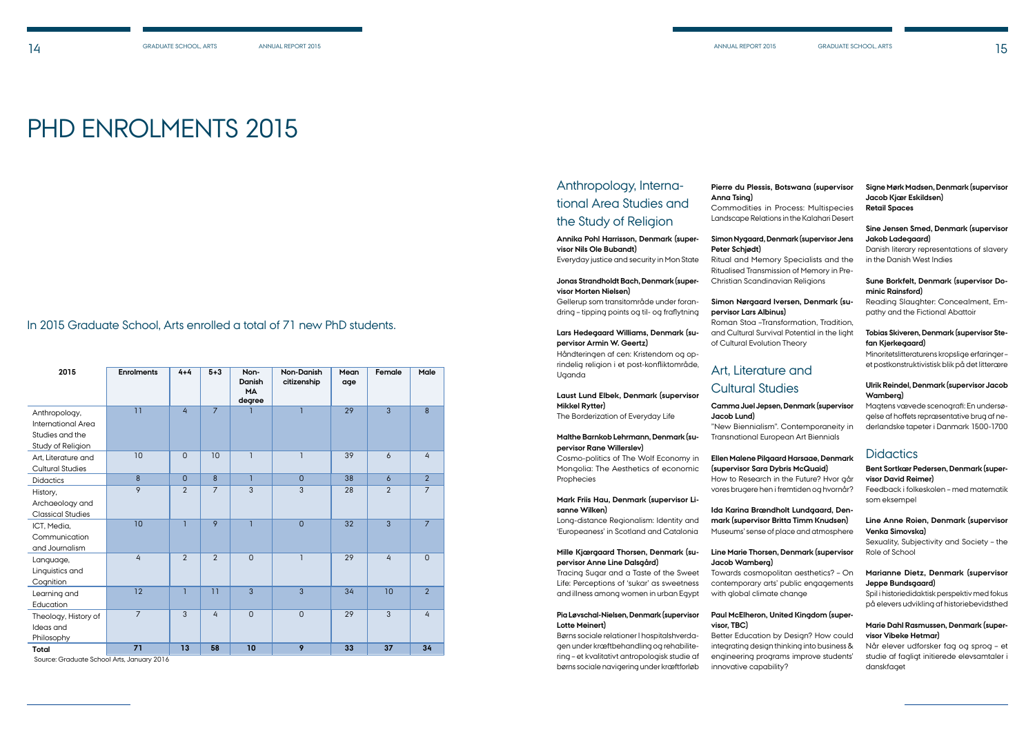# PHD ENROLMENTS 2015

In 2015 Graduate School, Arts enrolled a total of 71 new PhD students.

| 2015 | Enrolments | 4+4 | 5+3 | Non-Danish MA degree | Non-Danish citizenship | Mean age | Female | Male |
|---|---|---|---|---|---|---|---|---|
| Anthropology, International Area Studies and the Study of Religion | 11 | 4 | 7 | 1 | 1 | 29 | 3 | 8 |
| Art, Literature and Cultural Studies | 10 | 0 | 10 | 1 | 1 | 39 | 6 | 4 |
| Didactics | 8 | 0 | 8 | 1 | 0 | 38 | 6 | 2 |
| History, Archaeology and Classical Studies | 9 | 2 | 7 | 3 | 3 | 28 | 2 | 7 |
| ICT, Media, Communication and Journalism | 10 | 1 | 9 | 1 | 0 | 32 | 3 | 7 |
| Language, Linguistics and Cognition | 4 | 2 | 2 | 0 | 1 | 29 | 4 | 0 |
| Learning and Education | 12 | 1 | 11 | 3 | 3 | 34 | 10 | 2 |
| Theology, History of Ideas and Philosophy | 7 | 3 | 4 | 0 | 0 | 29 | 3 | 4 |
| **Total** | **71** | **13** | **58** | **10** | **9** | **33** | **37** | **34** |

Source: Graduate School Arts, January 2016

## Anthropology, International Area Studies and the Study of Religion

**Annika Pohl Harrisson, Denmark (supervisor Nils Ole Bubandt)**
Everyday justice and security in Mon State

**Jonas Strandholdt Bach, Denmark (supervisor Morten Nielsen)**
Gellerup som transitområde under forandring – tipping points og til- og fraflytning

**Lars Hedegaard Williams, Denmark (supervisor Armin W. Geertz)**
Håndteringen af cen: Kristendom og oprindelig religion i et post-konfliktområde, Uganda

**Laust Lund Elbek, Denmark (supervisor Mikkel Rytter)**
The Borderization of Everyday Life

**Malthe Barnkob Lehrmann, Denmark (supervisor Rane Willerslev)**
Cosmo-politics of The Wolf Economy in Mongolia: The Aesthetics of economic Prophecies

**Mark Friis Hau, Denmark (supervisor Lisanne Wilken)**
Long-distance Regionalism: Identity and 'Europeaness' in Scotland and Catalonia

**Mille Kjærgaard Thorsen, Denmark (supervisor Anne Line Dalsgård)**
Tracing Sugar and a Taste of the Sweet Life: Perceptions of 'sukar' as sweetness and illness among women in urban Egypt

**Pia Løvschal-Nielsen, Denmark (supervisor Lotte Meinert)**
Børns sociale relationer I hospitalshverdagen under kræftbehandling og rehabilitering – et kvalitativt antropologisk studie af børns sociale navigering under kræftforløb

**Pierre du Plessis, Botswana (supervisor Anna Tsing)**
Commodities in Process: Multispecies Landscape Relations in the Kalahari Desert

**Simon Nygaard, Denmark (supervisor Jens Peter Schjødt)**
Ritual and Memory Specialists and the Ritualised Transmission of Memory in Pre-Christian Scandinavian Religions

**Simon Nørgaard Iversen, Denmark (supervisor Lars Albinus)**
Roman Stoa –Transformation, Tradition, and Cultural Survival Potential in the light of Cultural Evolution Theory

## Art, Literature and Cultural Studies

**Camma Juel Jepsen, Denmark (supervisor Jacob Lund)**
"New Biennialism". Contemporaneity in Transnational European Art Biennials

**Ellen Malene Pilgaard Harsaae, Denmark (supervisor Sara Dybris McQuaid)**
How to Research in the Future? Hvor går vores brugere hen i fremtiden og hvornår?

**Ida Karina Brøndholt Lundgaard, Denmark (supervisor Britta Timm Knudsen)**
Museums' sense of place and atmosphere

**Line Marie Thorsen, Denmark (supervisor Jacob Wamberg)**
Towards cosmopolitan aesthetics? – On contemporary arts' public engagements with global climate change

**Paul McElheron, United Kingdom (supervisor, TBC)**
Better Education by Design? How could integrating design thinking into business & engineering programs improve students' innovative capability?

**Signe Mørk Madsen, Denmark (supervisor Jacob Kjær Eskildsen)**
**Retail Spaces**

**Sine Jensen Smed, Denmark (supervisor Jakob Ladegaard)**
Danish literary representations of slavery in the Danish West Indies

**Sune Borkfelt, Denmark (supervisor Dominic Rainsford)**
Reading Slaughter: Concealment, Empathy and the Fictional Abattoir

**Tobias Skiveren, Denmark (supervisor Stefan Kjerkegaard)**
Minoritetslitteraturens kropslige erfaringer – et postkonstruktivistisk blik på det litterære

**Ulrik Reindel, Denmark (supervisor Jacob Wamberg)**
Magtens vævede scenografi: En undersøgelse af hoffets repræsentative brug af nederlandske tapeter i Danmark 1500-1700

## Didactics

**Bent Sortkær Pedersen, Denmark (supervisor David Reimer)**
Feedback i folkeskolen – med matematik som eksempel

**Line Anne Roien, Denmark (supervisor Venka Simovska)**
Sexuality, Subjectivity and Society – the Role of School

**Marianne Dietz, Denmark (supervisor Jeppe Bundsgaard)**
Spil i historiedidaktisk perspektiv med fokus på elevers udvikling af historiebevidsthed

**Marie Dahl Rasmussen, Denmark (supervisor Vibeke Hetmar)**
Når elever udforsker fag og sprog – et studie af fagligt initierede elevsamtaler i danskfaget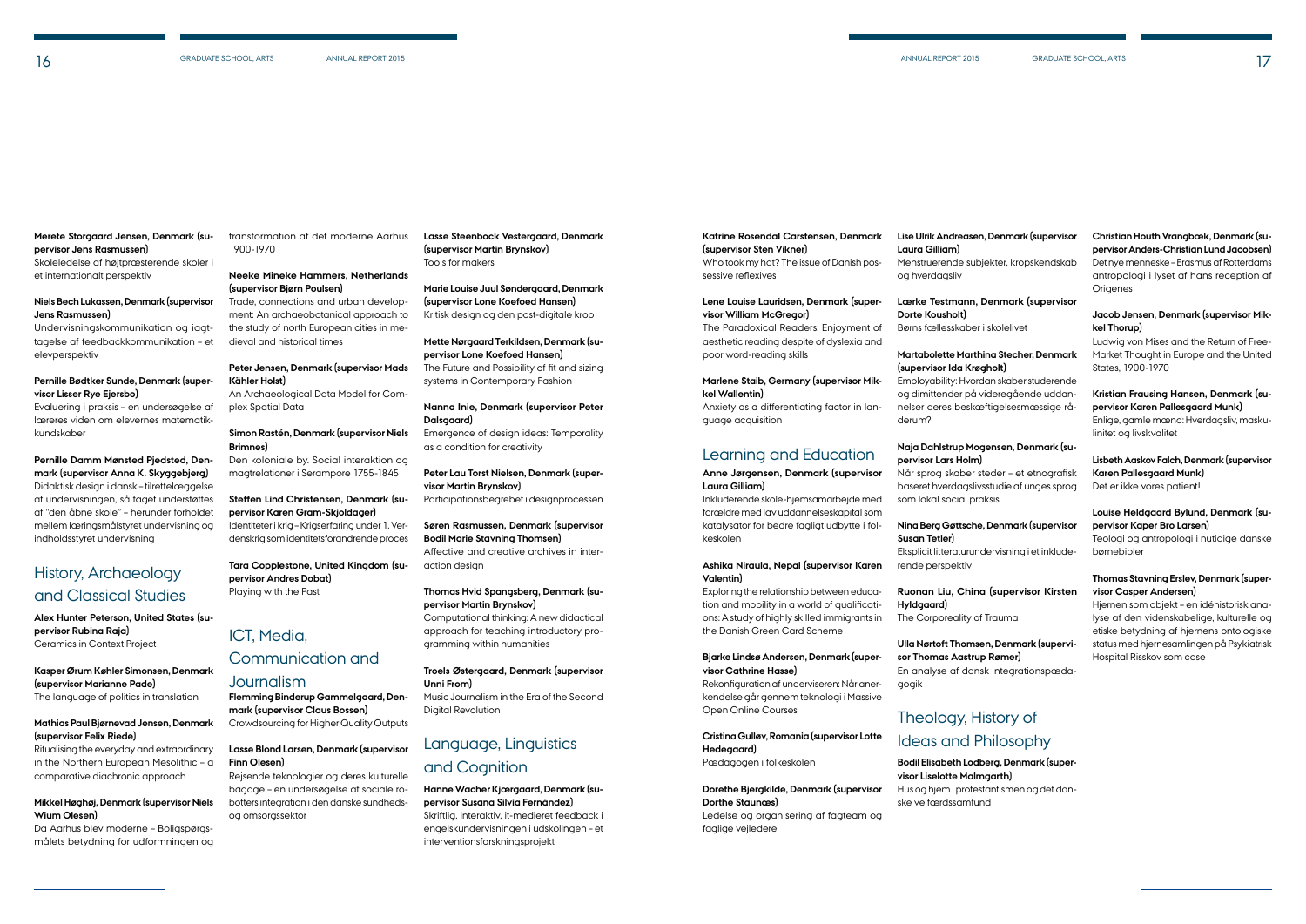**Merete Storgaard Jensen, Denmark (supervisor Jens Rasmussen)**
Skoleledelse af højtpræsterende skoler i et internationalt perspektiv

**Niels Bech Lukassen, Denmark (supervisor Jens Rasmussen)**
Undervisningskommunikation og iagttagelse af feedbackkommunikation – et elevperspektiv

**Pernille Bødtker Sunde, Denmark (supervisor Lisser Rye Ejersbo)**
Evaluering i praksis – en undersøgelse af læreres viden om elevernes matematikkundskaber

**Pernille Damm Mønsted Pjedsted, Denmark (supervisor Anna K. Skyggebjerg)**
Didaktisk design i dansk – tilrettelæggelse af undervisningen, så faget understøttes af "den åbne skole" – herunder forholdet mellem læringsmålstyret undervisning og indholdsstyret undervisning

## History, Archaeology and Classical Studies

**Alex Hunter Peterson, United States (supervisor Rubina Raja)**
Ceramics in Context Project

**Kasper Ørum Køhler Simonsen, Denmark (supervisor Marianne Pade)**
The language of politics in translation

**Mathias Paul Bjørnevad Jensen, Denmark (supervisor Felix Riede)**
Ritualising the everyday and extraordinary in the Northern European Mesolithic – a comparative diachronic approach

**Mikkel Høghøj, Denmark (supervisor Niels Wium Olesen)**
Da Aarhus blev moderne – Boligspørgsmålets betydning for udformningen og transformation af det moderne Aarhus 1900-1970

**Neeke Mineke Hammers, Netherlands (supervisor Bjørn Poulsen)**
Trade, connections and urban development: An archaeobotanical approach to the study of north European cities in medieval and historical times

**Peter Jensen, Denmark (supervisor Mads Kähler Holst)**
An Archaeological Data Model for Complex Spatial Data

**Simon Rastén, Denmark (supervisor Niels Brimnes)**
Den koloniale by. Social interaktion og magtrelationer i Serampore 1755-1845

**Steffen Lind Christensen, Denmark (supervisor Karen Gram-Skjoldager)**
Identiteter i krig – Krigserfaring under 1. Verdenskrig som identitetsforandrende proces

**Tara Copplestone, United Kingdom (supervisor Andres Dobat)**
Playing with the Past

## ICT, Media, Communication and Journalism

**Flemming Binderup Gammelgaard, Denmark (supervisor Claus Bossen)**
Crowdsourcing for Higher Quality Outputs

**Lasse Blond Larsen, Denmark (supervisor Finn Olesen)**
Rejsende teknologier og deres kulturelle bagage – en undersøgelse af sociale robotters integration i den danske sundheds- og omsorgssektor

**Lasse Steenbock Vestergaard, Denmark (supervisor Martin Brynskov)**
Tools for makers

**Marie Louise Juul Søndergaard, Denmark (supervisor Lone Koefoed Hansen)**
Kritisk design og den post-digitale krop

**Mette Nørgaard Terkildsen, Denmark (supervisor Lone Koefoed Hansen)**
The Future and Possibility of fit and sizing systems in Contemporary Fashion

**Nanna Inie, Denmark (supervisor Peter Dalsgaard)**
Emergence of design ideas: Temporality as a condition for creativity

**Peter Lau Torst Nielsen, Denmark (supervisor Martin Brynskov)**
Participationsbegrebet i designprocessen

**Søren Rasmussen, Denmark (supervisor Bodil Marie Stavning Thomsen)**
Affective and creative archives in interaction design

**Thomas Hvid Spangsberg, Denmark (supervisor Martin Brynskov)**
Computational thinking: A new didactical approach for teaching introductory programming within humanities

**Troels Østergaard, Denmark (supervisor Unni From)**
Music Journalism in the Era of the Second Digital Revolution

## Language, Linguistics and Cognition

**Hanne Wacher Kjærgaard, Denmark (supervisor Susana Silvia Fernández)**
Skriftlig, interaktiv, it-medieret feedback i engelskundervisningen i udskolingen – et interventionsforskningsprojekt

**Katrine Rosendal Carstensen, Denmark (supervisor Sten Vikner)**
Who took my hat? The issue of Danish possessive reflexives

**Lene Louise Lauridsen, Denmark (supervisor William McGregor)**
The Paradoxical Readers: Enjoyment of aesthetic reading despite of dyslexia and poor word-reading skills

**Marlene Staib, Germany (supervisor Mikkel Wallentin)**
Anxiety as a differentiating factor in language acquisition

## Learning and Education

**Anne Jørgensen, Denmark (supervisor Laura Gilliam)**
Inkluderende skole-hjemsamarbejde med forældre med lav uddannelseskapital som katalysator for bedre fagligt udbytte i folkeskolen

**Ashika Niraula, Nepal (supervisor Karen Valentin)**
Exploring the relationship between education and mobility in a world of qualifications: A study of highly skilled immigrants in the Danish Green Card Scheme

**Bjarke Lindsø Andersen, Denmark (supervisor Cathrine Hasse)**
Rekonfiguration af underviseren: Når anerkendelse går gennem teknologi i Massive Open Online Courses

**Cristina Gulløv, Romania (supervisor Lotte Hedegaard)**
Pædagogen i folkeskolen

**Dorethe Bjergkilde, Denmark (supervisor Dorthe Staunæs)**
Ledelse og organisering af fagteam og faglige vejledere

**Lise Ulrik Andreasen, Denmark (supervisor Laura Gilliam)**
Menstruerende subjekter, kropskendskab og hverdagsliv

**Lærke Testmann, Denmark (supervisor Dorte Kousholt)**
Børns fællesskaber i skolelivet

**Martabolette Marthina Stecher, Denmark (supervisor Ida Krøgholt)**
Employability: Hvordan skaber studerende og dimittender på videregående uddannelser deres beskæftigelsesmæssige råderum?

**Naja Dahlstrup Mogensen, Denmark (supervisor Lars Holm)**
Når sprog skaber steder – et etnografisk baseret hverdagslivsstudie af unges sprog som lokal social praksis

**Nina Berg Gøttsche, Denmark (supervisor Susan Tetler)**
Eksplicit litteraturundervisning i et inkluderende perspektiv

**Ruonan Liu, China (supervisor Kirsten Hyldgaard)**
The Corporeality of Trauma

**Ulla Nørtoft Thomsen, Denmark (supervisor Thomas Aastrup Rømer)**
En analyse af dansk integrationspædagogik

## Theology, History of Ideas and Philosophy

**Bodil Elisabeth Lodberg, Denmark (supervisor Liselotte Malmgarth)**
Hus og hjem i protestantismen og det danske velfærdssamfund

**Christian Houth Vrangbæk, Denmark (supervisor Anders-Christian Lund Jacobsen)**
Det nye menneske – Erasmus af Rotterdams antropologi i lyset af hans reception af Origenes

**Jacob Jensen, Denmark (supervisor Mikkel Thorup)**
Ludwig von Mises and the Return of Free-Market Thought in Europe and the United States, 1900-1970

**Kristian Frausing Hansen, Denmark (supervisor Karen Pallesgaard Munk)**
Enlige, gamle mænd: Hverdagsliv, maskulinitet og livskvalitet

**Lisbeth Aaskov Falch, Denmark (supervisor Karen Pallesgaard Munk)**
Det er ikke vores patient!

**Louise Heldgaard Bylund, Denmark (supervisor Kaper Bro Larsen)**
Teologi og antropologi i nutidige danske børnebibler

**Thomas Stavning Erslev, Denmark (supervisor Casper Andersen)**
Hjernen som objekt – en idéhistorisk analyse af den videnskabelige, kulturelle og etiske betydning af hjernens ontologiske status med hjernesamlingen på Psykiatrisk Hospital Risskov som case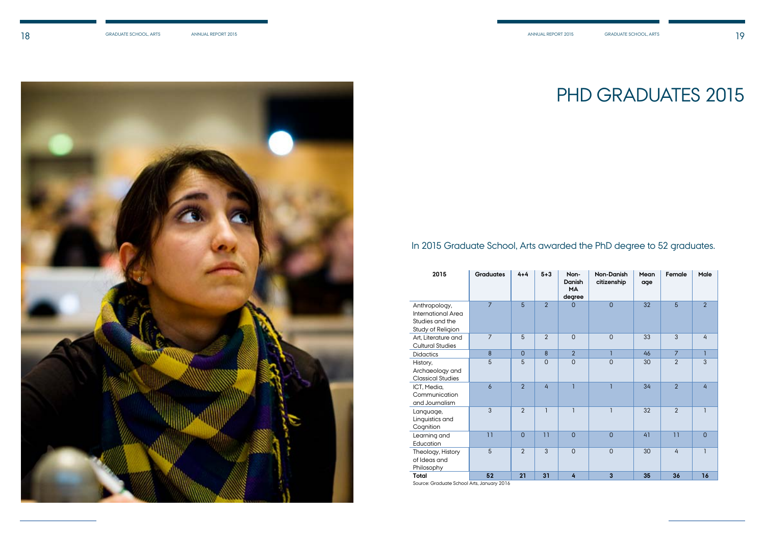# PHD GRADUATES 2015

In 2015 Graduate School, Arts awarded the PhD degree to 52 graduates.

| 2015 | Graduates | 4+4 | 5+3 | Non-Danish MA degree | Non-Danish citizenship | Mean age | Female | Male |
|---|---|---|---|---|---|---|---|---|
| Anthropology, International Area Studies and the Study of Religion | 7 | 5 | 2 | 0 | 0 | 32 | 5 | 2 |
| Art, Literature and Cultural Studies | 7 | 5 | 2 | 0 | 0 | 33 | 3 | 4 |
| Didactics | 8 | 0 | 8 | 2 | 1 | 46 | 7 | 1 |
| History, Archaeology and Classical Studies | 5 | 5 | 0 | 0 | 0 | 30 | 2 | 3 |
| ICT, Media, Communication and Journalism | 6 | 2 | 4 | 1 | 1 | 34 | 2 | 4 |
| Language, Linguistics and Cognition | 3 | 2 | 1 | 1 | 1 | 32 | 2 | 1 |
| Learning and Education | 11 | 0 | 11 | 0 | 0 | 41 | 11 | 0 |
| Theology, History of Ideas and Philosophy | 5 | 2 | 3 | 0 | 0 | 30 | 4 | 1 |
| **Total** | **52** | **21** | **31** | **4** | **3** | **35** | **36** | **16** |

Source: Graduate School Arts, January 2016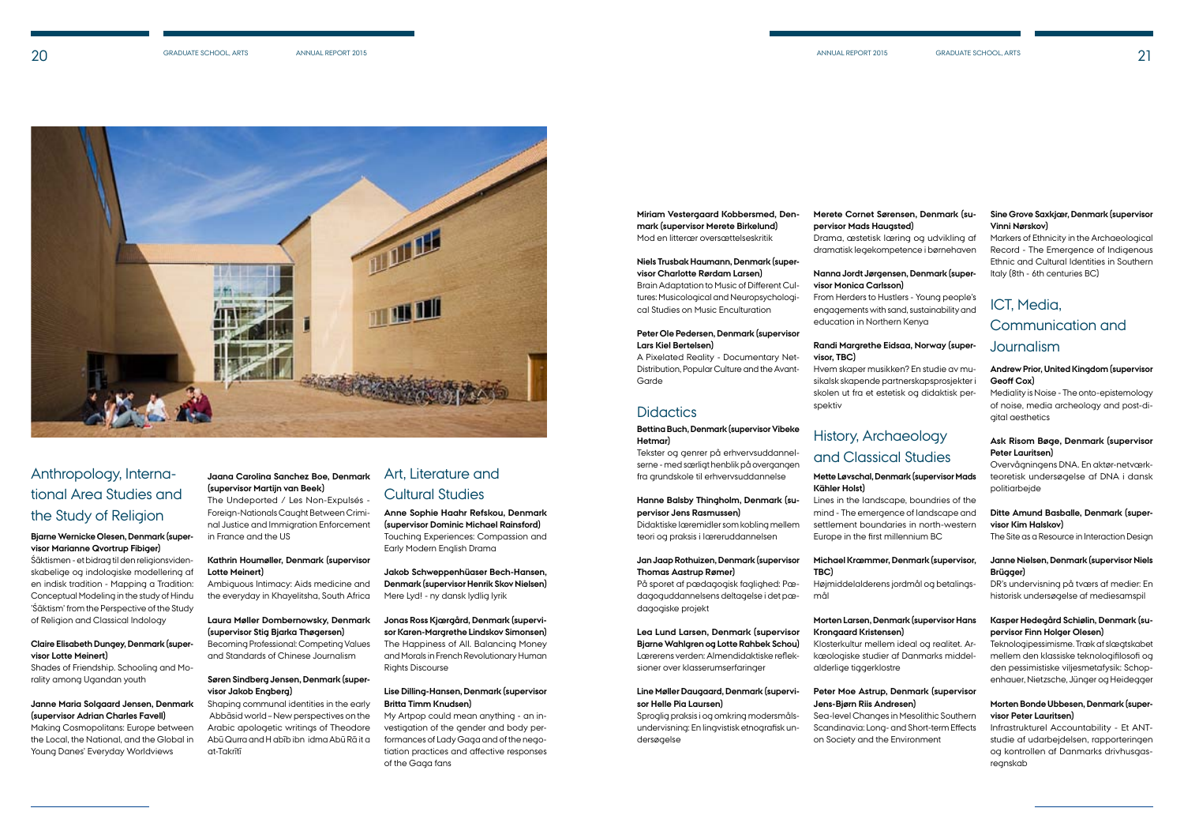## Anthropology, International Area Studies and the Study of Religion

**Bjarne Wernicke Olesen, Denmark (supervisor Marianne Qvortrup Fibiger)**
Śāktismen - et bidrag til den religionsvidenskabelige og indologiske modellering af en indisk tradition - Mapping a Tradition: Conceptual Modeling in the study of Hindu 'Śāktism' from the Perspective of the Study of Religion and Classical Indology

**Claire Elisabeth Dungey, Denmark (supervisor Lotte Meinert)**
Shades of Friendship. Schooling and Morality among Ugandan youth

**Janne Maria Solgaard Jensen, Denmark (supervisor Adrian Charles Favell)**
Making Cosmopolitans: Europe between the Local, the National, and the Global in Young Danes' Everyday Worldviews

**Jaana Carolina Sanchez Boe, Denmark (supervisor Martijn van Beek)**
The Undeported / Les Non-Expulsés - Foreign-Nationals Caught Between Criminal Justice and Immigration Enforcement in France and the US

**Kathrin Houmøller, Denmark (supervisor Lotte Meinert)**
Ambiguous Intimacy: Aids medicine and the everyday in Khayelitsha, South Africa

**Laura Møller Dombernowsky, Denmark (supervisor Stig Bjarka Thøgersen)**
Becoming Professional: Competing Values and Standards of Chinese Journalism

**Søren Sindberg Jensen, Denmark (supervisor Jakob Engberg)**
Shaping communal identities in the early Abbāsid world – New perspectives on the Arabic apologetic writings of Theodore Abū Qurra and H abīb ibn idma Abū Rā it a at-Takrītī

## Art, Literature and Cultural Studies

**Anne Sophie Haahr Refskou, Denmark (supervisor Dominic Michael Rainsford)**
Touching Experiences: Compassion and Early Modern English Drama

**Jakob Schweppenhäuser Bech-Hansen, Denmark (supervisor Henrik Skov Nielsen)**
Mere Lyd! - ny dansk lydlig lyrik

**Jonas Ross Kjærgård, Denmark (supervisor Karen-Margrethe Lindskov Simonsen)**
The Happiness of All. Balancing Money and Morals in French Revolutionary Human Rights Discourse

**Lise Dilling-Hansen, Denmark (supervisor Britta Timm Knudsen)**
My Artpop could mean anything - an investigation of the gender and body performances of Lady Gaga and of the negotiation practices and affective responses of the Gaga fans

**Miriam Vestergaard Kobbersmed, Denmark (supervisor Merete Birkelund)**
Mod en litterær oversættelseskritik

**Niels Trusbak Haumann, Denmark (supervisor Charlotte Rørdam Larsen)**
Brain Adaptation to Music of Different Cultures: Musicological and Neuropsychological Studies on Music Enculturation

**Peter Ole Pedersen, Denmark (supervisor Lars Kiel Bertelsen)**
A Pixelated Reality - Documentary Net-Distribution, Popular Culture and the Avant-Garde

## Didactics

**Bettina Buch, Denmark (supervisor Vibeke Hetmar)**
Tekster og genrer på erhvervsuddannelserne - med særligt henblik på overgangen fra grundskole til erhvervsuddannelse

**Hanne Balsby Thingholm, Denmark (supervisor Jens Rasmussen)**
Didaktiske læremidler som kobling mellem teori og praksis i læreruddannelsen

**Jan Jaap Rothuizen, Denmark (supervisor Thomas Aastrup Rømer)**
På sporet af pædagogisk faglighed: Pædagoguddannelsens deltagelse i det pædagogiske projekt

**Lea Lund Larsen, Denmark (supervisor Bjarne Wahlgren og Lotte Rahbek Schou)**
Lærerens verden: Almendidaktiske refleksioner over klasserumserfaringer

**Line Møller Daugaard, Denmark (supervisor Helle Pia Laursen)**
Sproglig praksis i og omkring modersmålsundervisning: En lingvistisk etnografisk undersøgelse

**Merete Cornet Sørensen, Denmark (supervisor Mads Haugsted)**
Drama, æstetisk læring og udvikling af dramatisk legekompetence i børnehaven

**Nanna Jordt Jørgensen, Denmark (supervisor Monica Carlsson)**
From Herders to Hustlers - Young people's engagements with sand, sustainability and education in Northern Kenya

**Randi Margrethe Eidsaa, Norway (supervisor, TBC)**
Hvem skaper musikken? En studie av musikalsk skapende partnerskapsprosjekter i skolen ut fra et estetisk og didaktisk perspektiv

## History, Archaeology and Classical Studies

**Mette Løvschal, Denmark (supervisor Mads Kähler Holst)**
Lines in the landscape, boundries of the mind - The emergence of landscape and settlement boundaries in north-western Europe in the first millennium BC

**Michael Kræmmer, Denmark (supervisor, TBC)**
Højmiddelalderens jordmål og betalingsmål

**Morten Larsen, Denmark (supervisor Hans Krongaard Kristensen)**
Klosterkultur mellem ideal og realitet. Arkæologiske studier af Danmarks middelalderlige tiggerklostre

**Peter Moe Astrup, Denmark (supervisor Jens-Bjørn Riis Andresen)**
Sea-level Changes in Mesolithic Southern Scandinavia: Long- and Short-term Effects on Society and the Environment

**Sine Grove Saxkjær, Denmark (supervisor Vinni Nørskov)**
Markers of Ethnicity in the Archaeological Record - The Emergence of Indigenous Ethnic and Cultural Identities in Southern Italy (8th - 6th centuries BC)

## ICT, Media, Communication and Journalism

**Andrew Prior, United Kingdom (supervisor Geoff Cox)**
Mediality is Noise - The onto-epistemology of noise, media archeology and post-digital aesthetics

**Ask Risom Bøge, Denmark (supervisor Peter Lauritsen)**
Overvågningens DNA. En aktør-netværkteoretisk undersøgelse af DNA i dansk politiarbejde

**Ditte Amund Basballe, Denmark (supervisor Kim Halskov)**
The Site as a Resource in Interaction Design

**Janne Nielsen, Denmark (supervisor Niels Brügger)**
DR's undervisning på tværs af medier: En historisk undersøgelse af mediesamspil

**Kasper Hedegård Schiølin, Denmark (supervisor Finn Holger Olesen)**
Teknologipessimisme. Træk af slægtskabet mellem den klassiske teknologifilosofi og den pessimistiske viljesmetafysik: Schopenhauer, Nietzsche, Jünger og Heidegger

**Morten Bonde Ubbesen, Denmark (supervisor Peter Lauritsen)**
Infrastrukturel Accountability - Et ANT-studie af udarbejdelsen, rapporteringen og kontrollen af Danmarks drivhusgasregnskab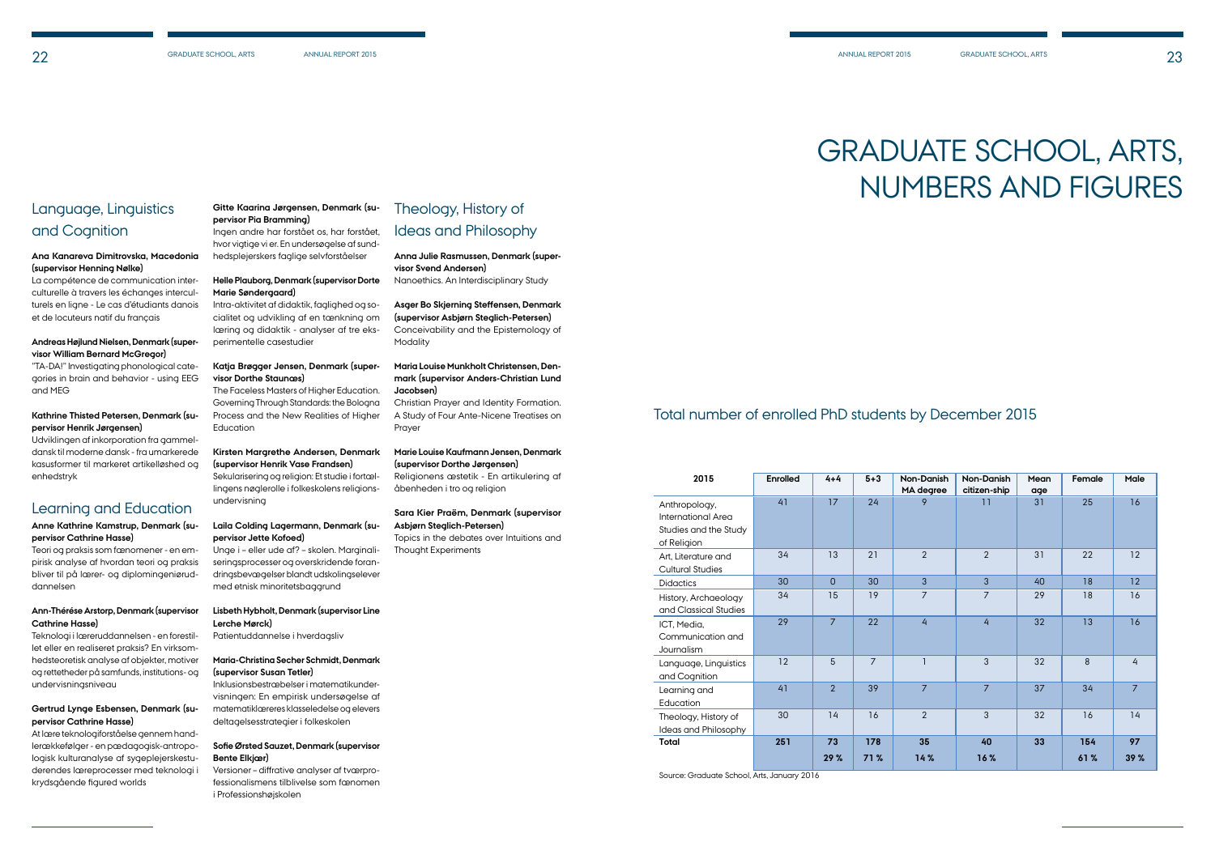## Language, Linguistics and Cognition

**Ana Kanareva Dimitrovska, Macedonia (supervisor Henning Nølke)**
La compétence de communication interculturelle à travers les échanges interculturels en ligne - Le cas d'étudiants danois et de locuteurs natif du français

**Andreas Højlund Nielsen, Denmark (supervisor William Bernard McGregor)**
"TA-DA!" Investigating phonological categories in brain and behavior - using EEG and MEG

**Kathrine Thisted Petersen, Denmark (supervisor Henrik Jørgensen)**
Udviklingen af inkorporation fra gammeldansk til moderne dansk - fra umarkerede kasusformer til markeret artikelløshed og enhedstryk

## Learning and Education

**Anne Kathrine Kamstrup, Denmark (supervisor Cathrine Hasse)**
Teori og praksis som fænomener - en empirisk analyse af hvordan teori og praksis bliver til på lærer- og diplomingeniøruddannelsen

**Ann-Thérése Arstorp, Denmark (supervisor Cathrine Hasse)**
Teknologi i læreruddannelsen - en forestillet eller en realiseret praksis? En virksomhedsteoretisk analyse af objekter, motiver og rettetheder på samfunds, institutions- og undervisningsniveau

**Gertrud Lynge Esbensen, Denmark (supervisor Cathrine Hasse)**
At lære teknologiforståelse gennem handlerækkefølger - en pædagogisk-antropologisk kulturanalyse af sygeplejerskestuderendes læreprocesser med teknologi i krydsgående figured worlds

**Gitte Kaarina Jørgensen, Denmark (supervisor Pia Bramming)**
Ingen andre har forstået os, har forstået, hvor vigtige vi er. En undersøgelse af sundhedsplejerskers faglige selvforståelser

**Helle Plauborg, Denmark (supervisor Dorte Marie Søndergaard)**
Intra-aktivitet af didaktik, faglighed og socialitet og udvikling af en tænkning om læring og didaktik - analyser af tre eksperimentelle casestudier

**Katja Brøgger Jensen, Denmark (supervisor Dorthe Staunæs)**
The Faceless Masters of Higher Education. Governing Through Standards: the Bologna Process and the New Realities of Higher Education

**Kirsten Margrethe Andersen, Denmark (supervisor Henrik Vase Frandsen)**
Sekularisering og religion: Et studie i fortællingens nøglerolle i folkeskolens religionsundervisning

**Laila Colding Lagermann, Denmark (supervisor Jette Kofoed)**
Unge i – eller ude af? – skolen. Marginaliseringsprocesser og overskridende forandringsbevægelser blandt udskolingselever med etnisk minoritetsbaggrund

**Lisbeth Hybholt, Denmark (supervisor Line Lerche Mørck)**
Patientuddannelse i hverdagsliv

**Maria-Christina Secher Schmidt, Denmark (supervisor Susan Tetler)**
Inklusionsbestræbelser i matematikundervisningen: En empirisk undersøgelse af matematiklæreres klasseledelse og elevers deltagelsesstrategier i folkeskolen

**Sofie Ørsted Sauzet, Denmark (supervisor Bente Elkjær)**
Versioner – diffrative analyser af tværprofessionalismens tilblivelse som fænomen i Professionshøjskolen

## Theology, History of Ideas and Philosophy

**Anna Julie Rasmussen, Denmark (supervisor Svend Andersen)**
Nanoethics. An Interdisciplinary Study

**Asger Bo Skjerning Steffensen, Denmark (supervisor Asbjørn Steglich-Petersen)**
Conceivability and the Epistemology of Modality

**Maria Louise Munkholt Christensen, Denmark (supervisor Anders-Christian Lund Jacobsen)**
Christian Prayer and Identity Formation. A Study of Four Ante-Nicene Treatises on Prayer

**Marie Louise Kaufmann Jensen, Denmark (supervisor Dorthe Jørgensen)**
Religionens æstetik - En artikulering af åbenheden i tro og religion

**Sara Kier Praëm, Denmark (supervisor Asbjørn Steglich-Petersen)**
Topics in the debates over Intuitions and Thought Experiments

# GRADUATE SCHOOL, ARTS, NUMBERS AND FIGURES

## Total number of enrolled PhD students by December 2015

| 2015 | Enrolled | 4+4 | 5+3 | Non-Danish MA degree | Non-Danish citizen-ship | Mean age | Female | Male |
|---|---|---|---|---|---|---|---|---|
| Anthropology, International Area Studies and the Study of Religion | 41 | 17 | 24 | 9 | 11 | 31 | 25 | 16 |
| Art, Literature and Cultural Studies | 34 | 13 | 21 | 2 | 2 | 31 | 22 | 12 |
| Didactics | 30 | 0 | 30 | 3 | 3 | 40 | 18 | 12 |
| History, Archaeology and Classical Studies | 34 | 15 | 19 | 7 | 7 | 29 | 18 | 16 |
| ICT, Media, Communication and Journalism | 29 | 7 | 22 | 4 | 4 | 32 | 13 | 16 |
| Language, Linguistics and Cognition | 12 | 5 | 7 | 1 | 3 | 32 | 8 | 4 |
| Learning and Education | 41 | 2 | 39 | 7 | 7 | 37 | 34 | 7 |
| Theology, History of Ideas and Philosophy | 30 | 14 | 16 | 2 | 3 | 32 | 16 | 14 |
| **Total** | **251** | **73** | **178** | **35** | **40** | **33** | **154** | **97** |
| | | **29 %** | **71 %** | **14 %** | **16 %** | | **61 %** | **39 %** |

Source: Graduate School, Arts, January 2016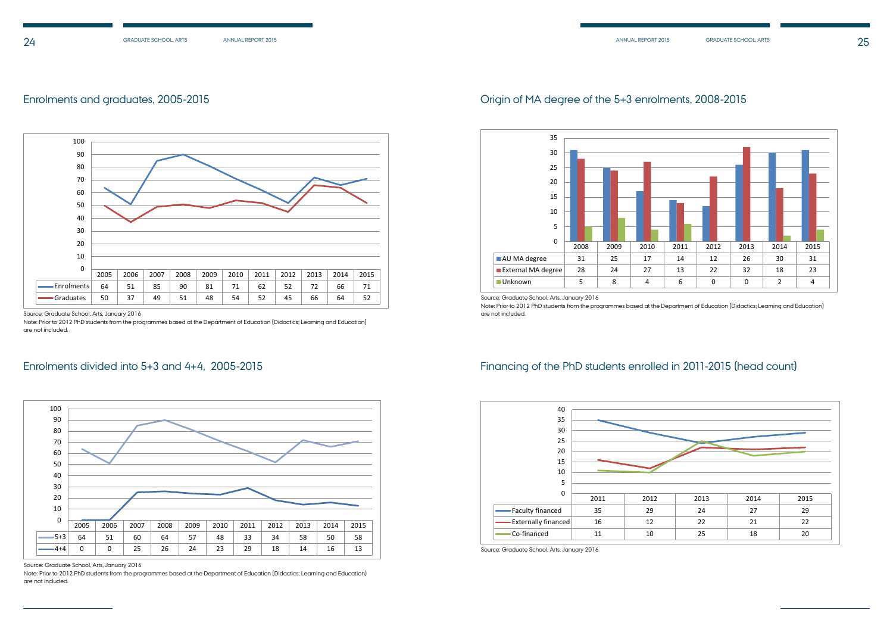## Enrolments and graduates, 2005-2015

| | 2005 | 2006 | 2007 | 2008 | 2009 | 2010 | 2011 | 2012 | 2013 | 2014 | 2015 |
|---|---|---|---|---|---|---|---|---|---|---|---|
| Enrolments | 64 | 51 | 85 | 90 | 81 | 71 | 62 | 52 | 72 | 66 | 71 |
| Graduates | 50 | 37 | 49 | 51 | 48 | 54 | 52 | 45 | 66 | 64 | 52 |

Source: Graduate School, Arts, January 2016

Note: Prior to 2012 PhD students from the programmes based at the Department of Education (Didactics; Learning and Education) are not included.

## Enrolments divided into 5+3 and 4+4, 2005-2015

| | 2005 | 2006 | 2007 | 2008 | 2009 | 2010 | 2011 | 2012 | 2013 | 2014 | 2015 |
|---|---|---|---|---|---|---|---|---|---|---|---|
| 5+3 | 64 | 51 | 60 | 64 | 57 | 48 | 33 | 34 | 58 | 50 | 58 |
| 4+4 | 0 | 0 | 25 | 26 | 24 | 23 | 29 | 18 | 14 | 16 | 13 |

Source: Graduate School, Arts, January 2016

Note: Prior to 2012 PhD students from the programmes based at the Department of Education (Didactics; Learning and Education) are not included.

## Origin of MA degree of the 5+3 enrolments, 2008-2015

| | 2008 | 2009 | 2010 | 2011 | 2012 | 2013 | 2014 | 2015 |
|---|---|---|---|---|---|---|---|---|
| AU MA degree | 31 | 25 | 17 | 14 | 12 | 26 | 30 | 31 |
| External MA degree | 28 | 24 | 27 | 13 | 22 | 32 | 18 | 23 |
| Unknown | 5 | 8 | 4 | 6 | 0 | 0 | 2 | 4 |

Source: Graduate School, Arts, January 2016

Note: Prior to 2012 PhD students from the programmes based at the Department of Education (Didactics; Learning and Education) are not included.

## Financing of the PhD students enrolled in 2011-2015 (head count)

| | 2011 | 2012 | 2013 | 2014 | 2015 |
|---|---|---|---|---|---|
| Faculty financed | 35 | 29 | 24 | 27 | 29 |
| Externally financed | 16 | 12 | 22 | 21 | 22 |
| Co-financed | 11 | 10 | 25 | 18 | 20 |

Source: Graduate School, Arts, January 2016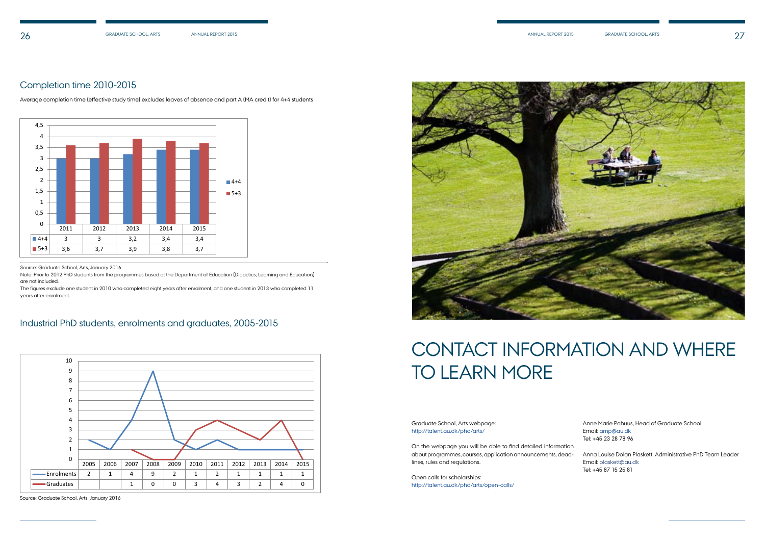## Completion time 2010-2015

Average completion time (effective study time) excludes leaves of absence and part A (MA credit) for 4+4 students

| | 2011 | 2012 | 2013 | 2014 | 2015 |
|---|---|---|---|---|---|
| 4+4 | 3 | 3 | 3,2 | 3,4 | 3,4 |
| 5+3 | 3,6 | 3,7 | 3,9 | 3,8 | 3,7 |

Source: Graduate School, Arts, January 2016

Note: Prior to 2012 PhD students from the programmes based at the Department of Education (Didactics; Learning and Education) are not included.

The figures exclude one student in 2010 who completed eight years after enrolment, and one student in 2013 who completed 11 years after enrolment.

## Industrial PhD students, enrolments and graduates, 2005-2015

| | 2005 | 2006 | 2007 | 2008 | 2009 | 2010 | 2011 | 2012 | 2013 | 2014 | 2015 |
|---|---|---|---|---|---|---|---|---|---|---|---|
| Enrolments | 2 | 1 | 4 | 9 | 2 | 1 | 2 | 1 | 1 | 1 | 1 |
| Graduates | | | 1 | 0 | 0 | 3 | 4 | 3 | 2 | 4 | 0 |

Source: Graduate School, Arts, January 2016

# CONTACT INFORMATION AND WHERE TO LEARN MORE

Graduate School, Arts webpage:
http://talent.au.dk/phd/arts/

On the webpage you will be able to find detailed information about programmes, courses, application announcements, deadlines, rules and regulations.

Open calls for scholarships:
http://talent.au.dk/phd/arts/open-calls/

Anne Marie Pahuus, Head of Graduate School
Email: amp@au.dk
Tel: +45 23 28 78 96

Anna Louise Dolan Plaskett, Administrative PhD Team Leader
Email: plaskett@au.dk
Tel: +45 87 15 25 81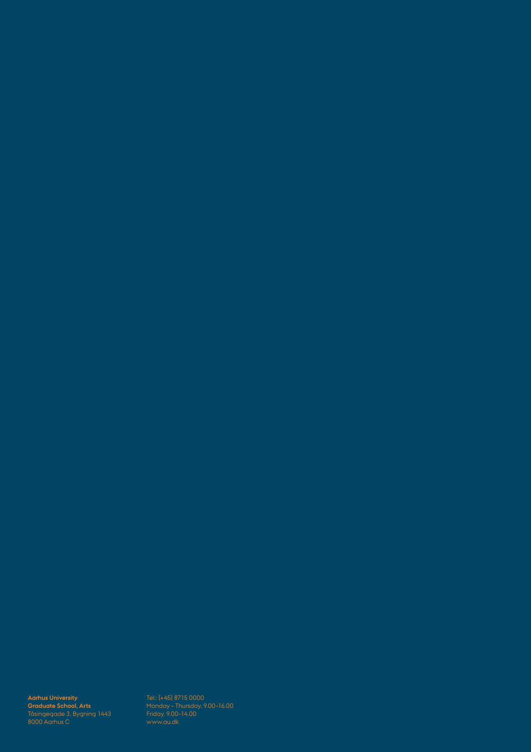**Aarhus University**
**Graduate School, Arts**
Tåsingegade 3, Bygning 1443
8000 Aarhus C

Tel.: (+45) 8715 0000
Monday – Thursday, 9.00–16.00
Friday, 9.00–14.00
www.au.dk